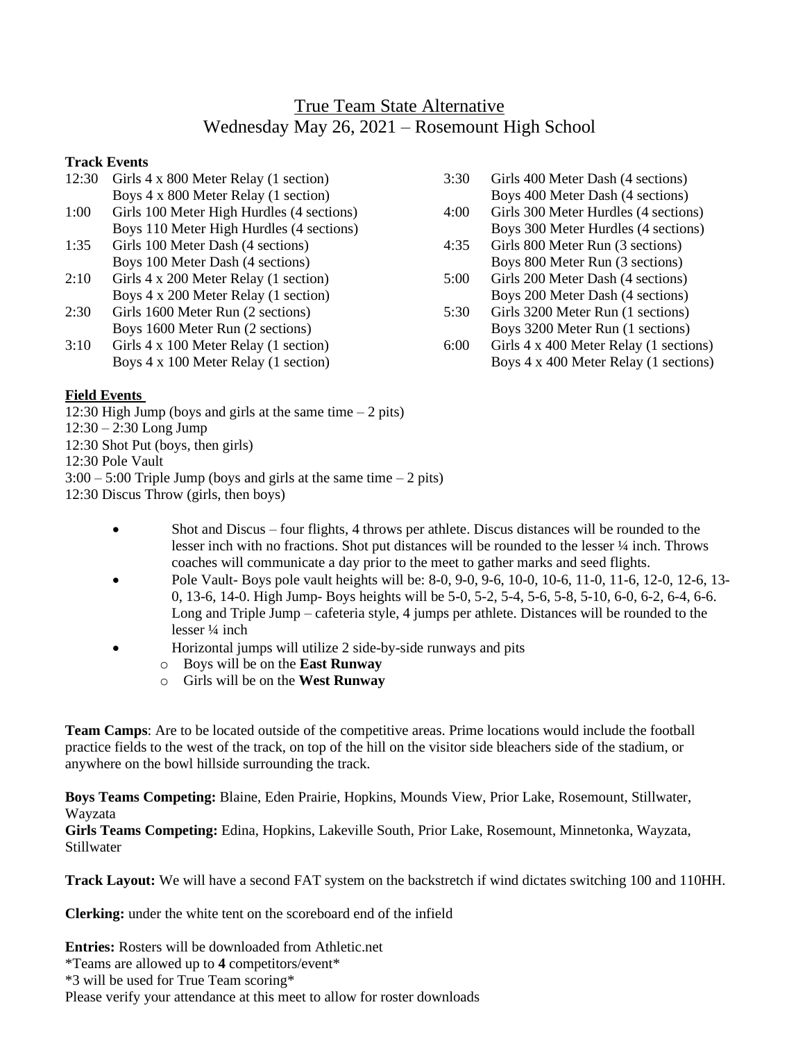# True Team State Alternative

## Wednesday May 26, 2021 – Rosemount High School

**Track Events**

| Time | Event |
|---|---|
| 12:30 | Girls 4 x 800 Meter Relay (1 section) |
| | Boys 4 x 800 Meter Relay (1 section) |
| 1:00 | Girls 100 Meter High Hurdles (4 sections) |
| | Boys 110 Meter High Hurdles (4 sections) |
| 1:35 | Girls 100 Meter Dash (4 sections) |
| | Boys 100 Meter Dash (4 sections) |
| 2:10 | Girls 4 x 200 Meter Relay (1 section) |
| | Boys 4 x 200 Meter Relay (1 section) |
| 2:30 | Girls 1600 Meter Run (2 sections) |
| | Boys 1600 Meter Run (2 sections) |
| 3:10 | Girls 4 x 100 Meter Relay (1 section) |
| | Boys 4 x 100 Meter Relay (1 section) |
| 3:30 | Girls 400 Meter Dash (4 sections) |
| | Boys 400 Meter Dash (4 sections) |
| 4:00 | Girls 300 Meter Hurdles (4 sections) |
| | Boys 300 Meter Hurdles (4 sections) |
| 4:35 | Girls 800 Meter Run (3 sections) |
| | Boys 800 Meter Run (3 sections) |
| 5:00 | Girls 200 Meter Dash (4 sections) |
| | Boys 200 Meter Dash (4 sections) |
| 5:30 | Girls 3200 Meter Run (1 sections) |
| | Boys 3200 Meter Run (1 sections) |
| 6:00 | Girls 4 x 400 Meter Relay (1 sections) |
| | Boys 4 x 400 Meter Relay (1 sections) |

**Field Events**

12:30 High Jump (boys and girls at the same time – 2 pits)
12:30 – 2:30 Long Jump
12:30 Shot Put (boys, then girls)
12:30 Pole Vault
3:00 – 5:00 Triple Jump (boys and girls at the same time – 2 pits)
12:30 Discus Throw (girls, then boys)

- Shot and Discus – four flights, 4 throws per athlete. Discus distances will be rounded to the lesser inch with no fractions. Shot put distances will be rounded to the lesser ¼ inch. Throws coaches will communicate a day prior to the meet to gather marks and seed flights.
- Pole Vault- Boys pole vault heights will be: 8-0, 9-0, 9-6, 10-0, 10-6, 11-0, 11-6, 12-0, 12-6, 13-0, 13-6, 14-0. High Jump- Boys heights will be 5-0, 5-2, 5-4, 5-6, 5-8, 5-10, 6-0, 6-2, 6-4, 6-6. Long and Triple Jump – cafeteria style, 4 jumps per athlete. Distances will be rounded to the lesser ¼ inch
- Horizontal jumps will utilize 2 side-by-side runways and pits
  - Boys will be on the **East Runway**
  - Girls will be on the **West Runway**

**Team Camps**: Are to be located outside of the competitive areas. Prime locations would include the football practice fields to the west of the track, on top of the hill on the visitor side bleachers side of the stadium, or anywhere on the bowl hillside surrounding the track.

**Boys Teams Competing:** Blaine, Eden Prairie, Hopkins, Mounds View, Prior Lake, Rosemount, Stillwater, Wayzata

**Girls Teams Competing:** Edina, Hopkins, Lakeville South, Prior Lake, Rosemount, Minnetonka, Wayzata, Stillwater

**Track Layout:** We will have a second FAT system on the backstretch if wind dictates switching 100 and 110HH.

**Clerking:** under the white tent on the scoreboard end of the infield

**Entries:** Rosters will be downloaded from Athletic.net
*Teams are allowed up to **4** competitors/event*
*3 will be used for True Team scoring*
Please verify your attendance at this meet to allow for roster downloads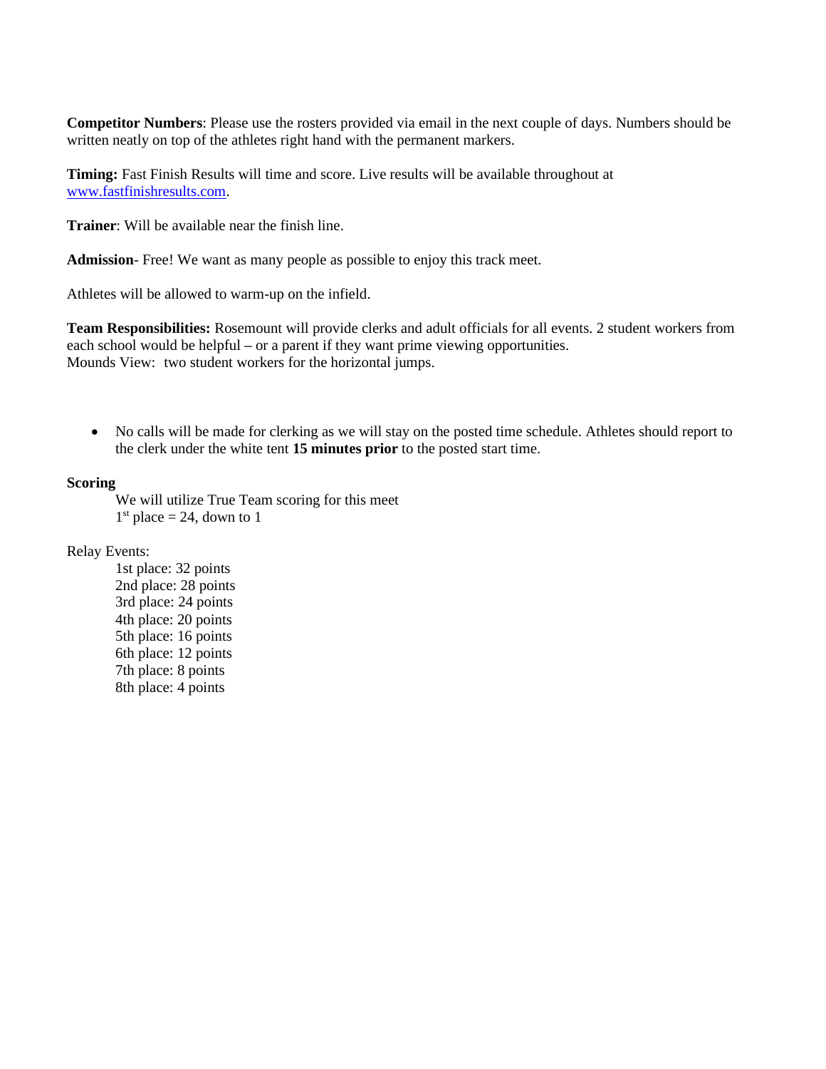**Competitor Numbers**: Please use the rosters provided via email in the next couple of days. Numbers should be written neatly on top of the athletes right hand with the permanent markers.

**Timing:** Fast Finish Results will time and score. Live results will be available throughout at [www.fastfinishresults.com](http://www.fastfinishresults.com).

**Trainer**: Will be available near the finish line.

**Admission**- Free! We want as many people as possible to enjoy this track meet.

Athletes will be allowed to warm-up on the infield.

**Team Responsibilities:** Rosemount will provide clerks and adult officials for all events. 2 student workers from each school would be helpful – or a parent if they want prime viewing opportunities.
Mounds View: two student workers for the horizontal jumps.

- No calls will be made for clerking as we will stay on the posted time schedule. Athletes should report to the clerk under the white tent **15 minutes prior** to the posted start time.

**Scoring**

We will utilize True Team scoring for this meet
1st place = 24, down to 1

Relay Events:

1st place: 32 points
2nd place: 28 points
3rd place: 24 points
4th place: 20 points
5th place: 16 points
6th place: 12 points
7th place: 8 points
8th place: 4 points